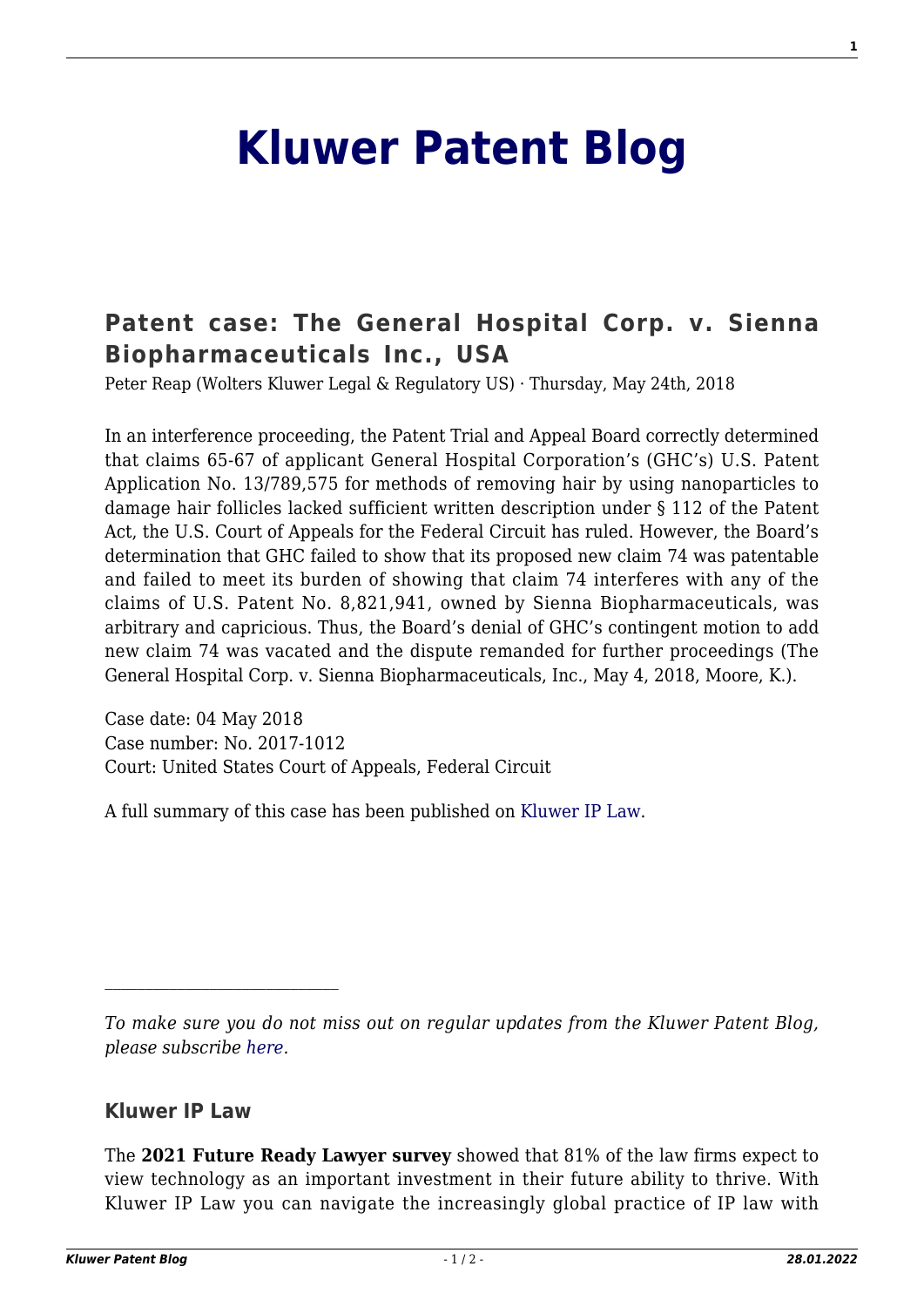# Kluwer Patent Blog

## Patent case: The General Hospital Corp. v. Sienna Biopharmaceuticals Inc., USA

Peter Reap (Wolters Kluwer Legal & Regulatory US) · Thursday, May 24th, 2018

In an interference proceeding, the Patent Trial and Appeal Board correctly determined that claims 65-67 of applicant General Hospital Corporation's (GHC's) U.S. Patent Application No. 13/789,575 for methods of removing hair by using nanoparticles to damage hair follicles lacked sufficient written description under § 112 of the Patent Act, the U.S. Court of Appeals for the Federal Circuit has ruled. However, the Board's determination that GHC failed to show that its proposed new claim 74 was patentable and failed to meet its burden of showing that claim 74 interferes with any of the claims of U.S. Patent No. 8,821,941, owned by Sienna Biopharmaceuticals, was arbitrary and capricious. Thus, the Board's denial of GHC's contingent motion to add new claim 74 was vacated and the dispute remanded for further proceedings (The General Hospital Corp. v. Sienna Biopharmaceuticals, Inc., May 4, 2018, Moore, K.).

Case date: 04 May 2018
Case number: No. 2017-1012
Court: United States Court of Appeals, Federal Circuit

A full summary of this case has been published on Kluwer IP Law.

---

*To make sure you do not miss out on regular updates from the Kluwer Patent Blog, please subscribe here.*

### Kluwer IP Law

The **2021 Future Ready Lawyer survey** showed that 81% of the law firms expect to view technology as an important investment in their future ability to thrive. With Kluwer IP Law you can navigate the increasingly global practice of IP law with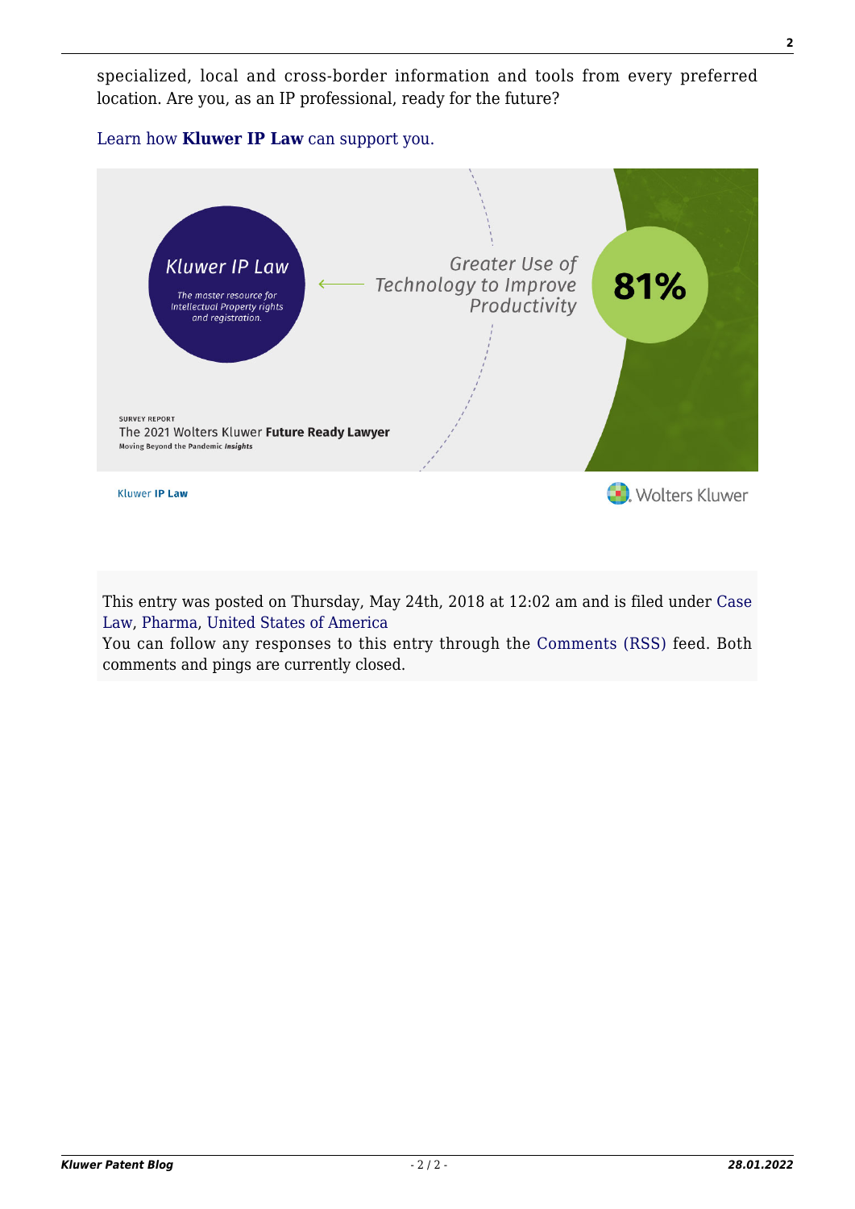specialized, local and cross-border information and tools from every preferred location. Are you, as an IP professional, ready for the future?

Learn how **Kluwer IP Law** can support you.

Kluwer IP Law

The master resource for Intellectual Property rights and registration.

Greater Use of Technology to Improve Productivity

81%

SURVEY REPORT

The 2021 Wolters Kluwer **Future Ready Lawyer**

Moving Beyond the Pandemic *Insights*

Kluwer **IP Law**

Wolters Kluwer

This entry was posted on Thursday, May 24th, 2018 at 12:02 am and is filed under Case Law, Pharma, United States of America

You can follow any responses to this entry through the Comments (RSS) feed. Both comments and pings are currently closed.